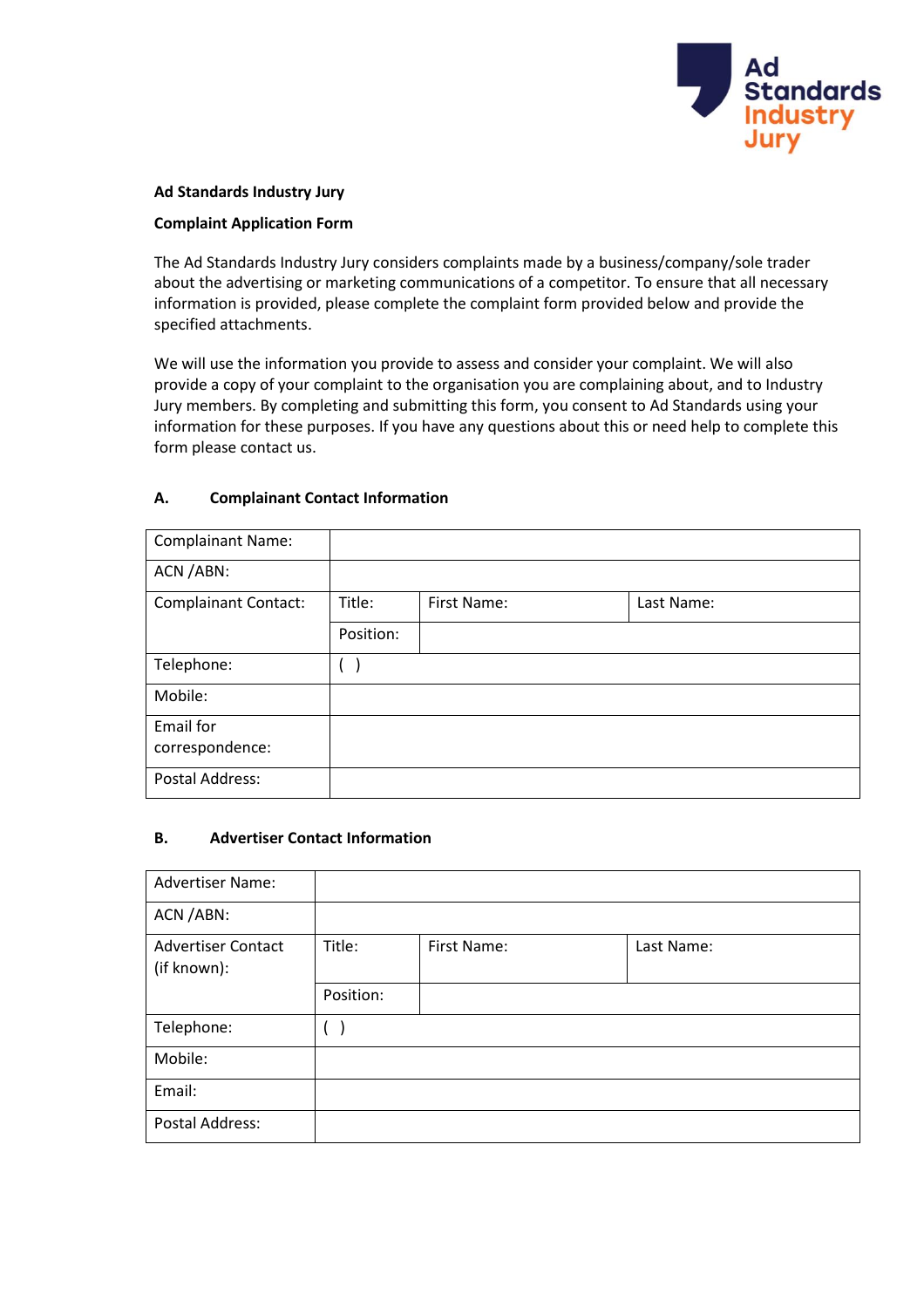**Ad Standards Industry Jury**

**Complaint Application Form**

The Ad Standards Industry Jury considers complaints made by a business/company/sole trader about the advertising or marketing communications of a competitor. To ensure that all necessary information is provided, please complete the complaint form provided below and provide the specified attachments.

We will use the information you provide to assess and consider your complaint. We will also provide a copy of your complaint to the organisation you are complaining about, and to Industry Jury members. By completing and submitting this form, you consent to Ad Standards using your information for these purposes. If you have any questions about this or need help to complete this form please contact us.

## A. Complainant Contact Information

| Complainant Name: | | | |
|---|---|---|---|
| ACN /ABN: | | | |
| Complainant Contact: | Title: | First Name: | Last Name: |
| | Position: | | |
| Telephone: | ( ) | | |
| Mobile: | | | |
| Email for correspondence: | | | |
| Postal Address: | | | |

## B. Advertiser Contact Information

| Advertiser Name: | | | |
|---|---|---|---|
| ACN /ABN: | | | |
| Advertiser Contact (if known): | Title: | First Name: | Last Name: |
| | Position: | | |
| Telephone: | ( ) | | |
| Mobile: | | | |
| Email: | | | |
| Postal Address: | | | |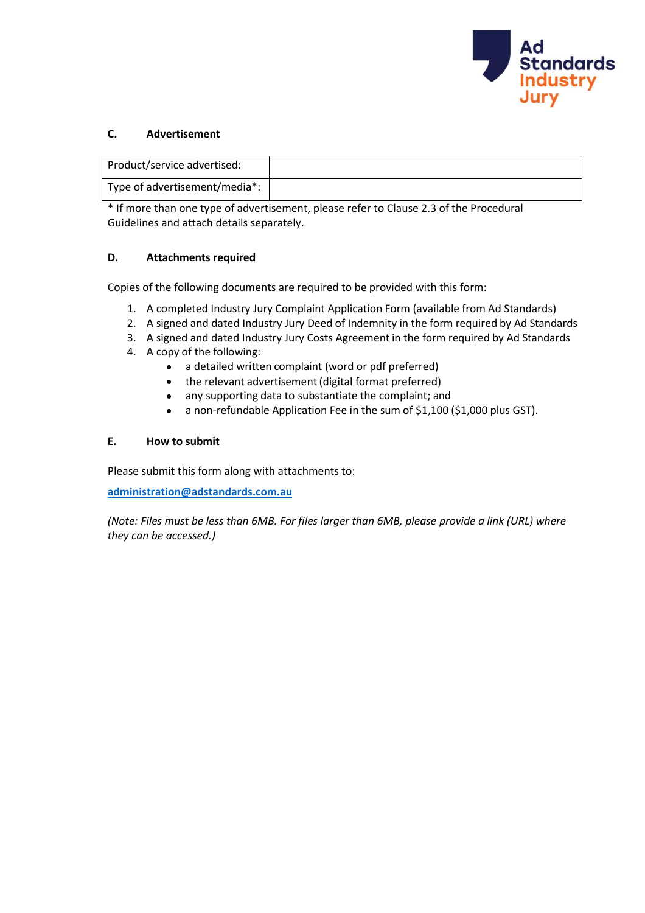### C. Advertisement

| | |
|---|---|
| Product/service advertised: | |
| Type of advertisement/media*: | |

* If more than one type of advertisement, please refer to Clause 2.3 of the Procedural Guidelines and attach details separately.

### D. Attachments required

Copies of the following documents are required to be provided with this form:

1. A completed Industry Jury Complaint Application Form (available from Ad Standards)
2. A signed and dated Industry Jury Deed of Indemnity in the form required by Ad Standards
3. A signed and dated Industry Jury Costs Agreement in the form required by Ad Standards
4. A copy of the following:
   - a detailed written complaint (word or pdf preferred)
   - the relevant advertisement (digital format preferred)
   - any supporting data to substantiate the complaint; and
   - a non-refundable Application Fee in the sum of $1,100 ($1,000 plus GST).

### E. How to submit

Please submit this form along with attachments to:

**administration@adstandards.com.au**

*(Note: Files must be less than 6MB. For files larger than 6MB, please provide a link (URL) where they can be accessed.)*